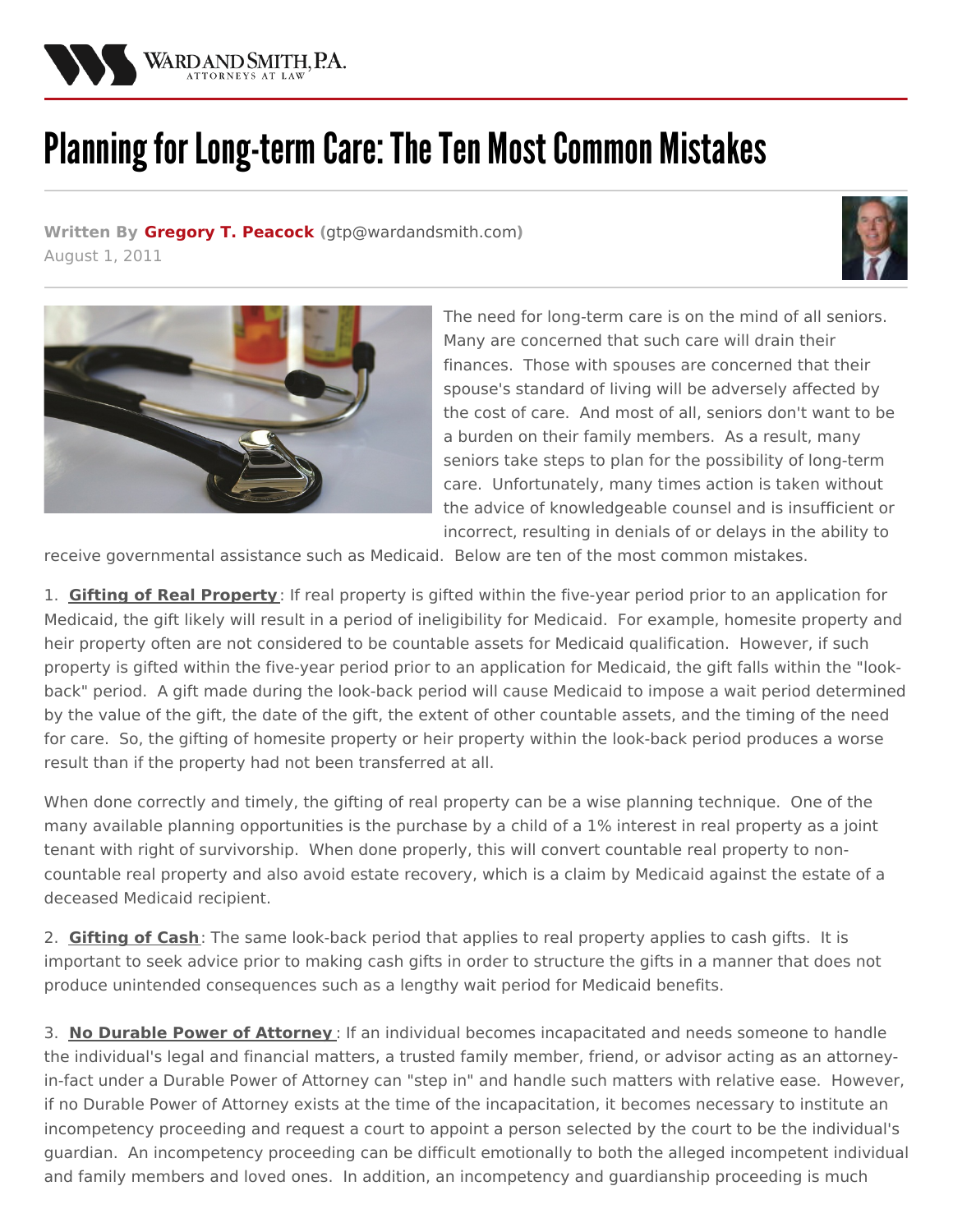# Planning for Long-term Care: The Ten Most Common Mistakes

**Written By Gregory T. Peacock** (gtp@wardandsmith.com)
August 1, 2011

The need for long-term care is on the mind of all seniors. Many are concerned that such care will drain their finances. Those with spouses are concerned that their spouse's standard of living will be adversely affected by the cost of care. And most of all, seniors don't want to be a burden on their family members. As a result, many seniors take steps to plan for the possibility of long-term care. Unfortunately, many times action is taken without the advice of knowledgeable counsel and is insufficient or incorrect, resulting in denials of or delays in the ability to receive governmental assistance such as Medicaid. Below are ten of the most common mistakes.

1. **Gifting of Real Property**: If real property is gifted within the five-year period prior to an application for Medicaid, the gift likely will result in a period of ineligibility for Medicaid. For example, homesite property and heir property often are not considered to be countable assets for Medicaid qualification. However, if such property is gifted within the five-year period prior to an application for Medicaid, the gift falls within the "look-back" period. A gift made during the look-back period will cause Medicaid to impose a wait period determined by the value of the gift, the date of the gift, the extent of other countable assets, and the timing of the need for care. So, the gifting of homesite property or heir property within the look-back period produces a worse result than if the property had not been transferred at all.

When done correctly and timely, the gifting of real property can be a wise planning technique. One of the many available planning opportunities is the purchase by a child of a 1% interest in real property as a joint tenant with right of survivorship. When done properly, this will convert countable real property to non-countable real property and also avoid estate recovery, which is a claim by Medicaid against the estate of a deceased Medicaid recipient.

2. **Gifting of Cash**: The same look-back period that applies to real property applies to cash gifts. It is important to seek advice prior to making cash gifts in order to structure the gifts in a manner that does not produce unintended consequences such as a lengthy wait period for Medicaid benefits.

3. **No Durable Power of Attorney**: If an individual becomes incapacitated and needs someone to handle the individual's legal and financial matters, a trusted family member, friend, or advisor acting as an attorney-in-fact under a Durable Power of Attorney can "step in" and handle such matters with relative ease. However, if no Durable Power of Attorney exists at the time of the incapacitation, it becomes necessary to institute an incompetency proceeding and request a court to appoint a person selected by the court to be the individual's guardian. An incompetency proceeding can be difficult emotionally to both the alleged incompetent individual and family members and loved ones. In addition, an incompetency and guardianship proceeding is much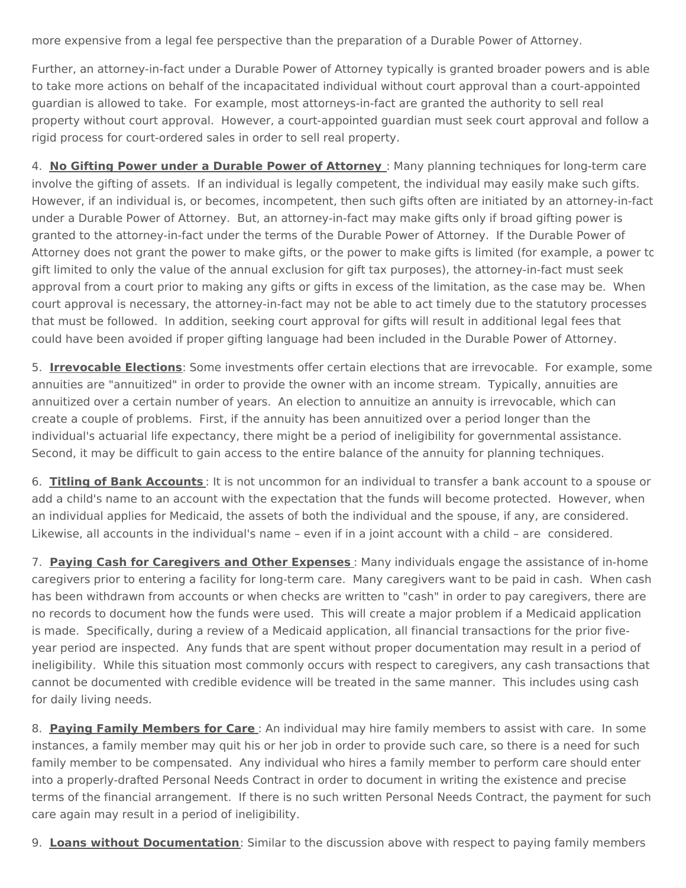more expensive from a legal fee perspective than the preparation of a Durable Power of Attorney.

Further, an attorney-in-fact under a Durable Power of Attorney typically is granted broader powers and is able to take more actions on behalf of the incapacitated individual without court approval than a court-appointed guardian is allowed to take. For example, most attorneys-in-fact are granted the authority to sell real property without court approval. However, a court-appointed guardian must seek court approval and follow a rigid process for court-ordered sales in order to sell real property.

4. **No Gifting Power under a Durable Power of Attorney** : Many planning techniques for long-term care involve the gifting of assets. If an individual is legally competent, the individual may easily make such gifts. However, if an individual is, or becomes, incompetent, then such gifts often are initiated by an attorney-in-fact under a Durable Power of Attorney. But, an attorney-in-fact may make gifts only if broad gifting power is granted to the attorney-in-fact under the terms of the Durable Power of Attorney. If the Durable Power of Attorney does not grant the power to make gifts, or the power to make gifts is limited (for example, a power to gift limited to only the value of the annual exclusion for gift tax purposes), the attorney-in-fact must seek approval from a court prior to making any gifts or gifts in excess of the limitation, as the case may be. When court approval is necessary, the attorney-in-fact may not be able to act timely due to the statutory processes that must be followed. In addition, seeking court approval for gifts will result in additional legal fees that could have been avoided if proper gifting language had been included in the Durable Power of Attorney.

5. **Irrevocable Elections**: Some investments offer certain elections that are irrevocable. For example, some annuities are "annuitized" in order to provide the owner with an income stream. Typically, annuities are annuitized over a certain number of years. An election to annuitize an annuity is irrevocable, which can create a couple of problems. First, if the annuity has been annuitized over a period longer than the individual's actuarial life expectancy, there might be a period of ineligibility for governmental assistance. Second, it may be difficult to gain access to the entire balance of the annuity for planning techniques.

6. **Titling of Bank Accounts** : It is not uncommon for an individual to transfer a bank account to a spouse or add a child's name to an account with the expectation that the funds will become protected. However, when an individual applies for Medicaid, the assets of both the individual and the spouse, if any, are considered. Likewise, all accounts in the individual's name – even if in a joint account with a child – are considered.

7. **Paying Cash for Caregivers and Other Expenses** : Many individuals engage the assistance of in-home caregivers prior to entering a facility for long-term care. Many caregivers want to be paid in cash. When cash has been withdrawn from accounts or when checks are written to "cash" in order to pay caregivers, there are no records to document how the funds were used. This will create a major problem if a Medicaid application is made. Specifically, during a review of a Medicaid application, all financial transactions for the prior five-year period are inspected. Any funds that are spent without proper documentation may result in a period of ineligibility. While this situation most commonly occurs with respect to caregivers, any cash transactions that cannot be documented with credible evidence will be treated in the same manner. This includes using cash for daily living needs.

8. **Paying Family Members for Care** : An individual may hire family members to assist with care. In some instances, a family member may quit his or her job in order to provide such care, so there is a need for such family member to be compensated. Any individual who hires a family member to perform care should enter into a properly-drafted Personal Needs Contract in order to document in writing the existence and precise terms of the financial arrangement. If there is no such written Personal Needs Contract, the payment for such care again may result in a period of ineligibility.

9. **Loans without Documentation**: Similar to the discussion above with respect to paying family members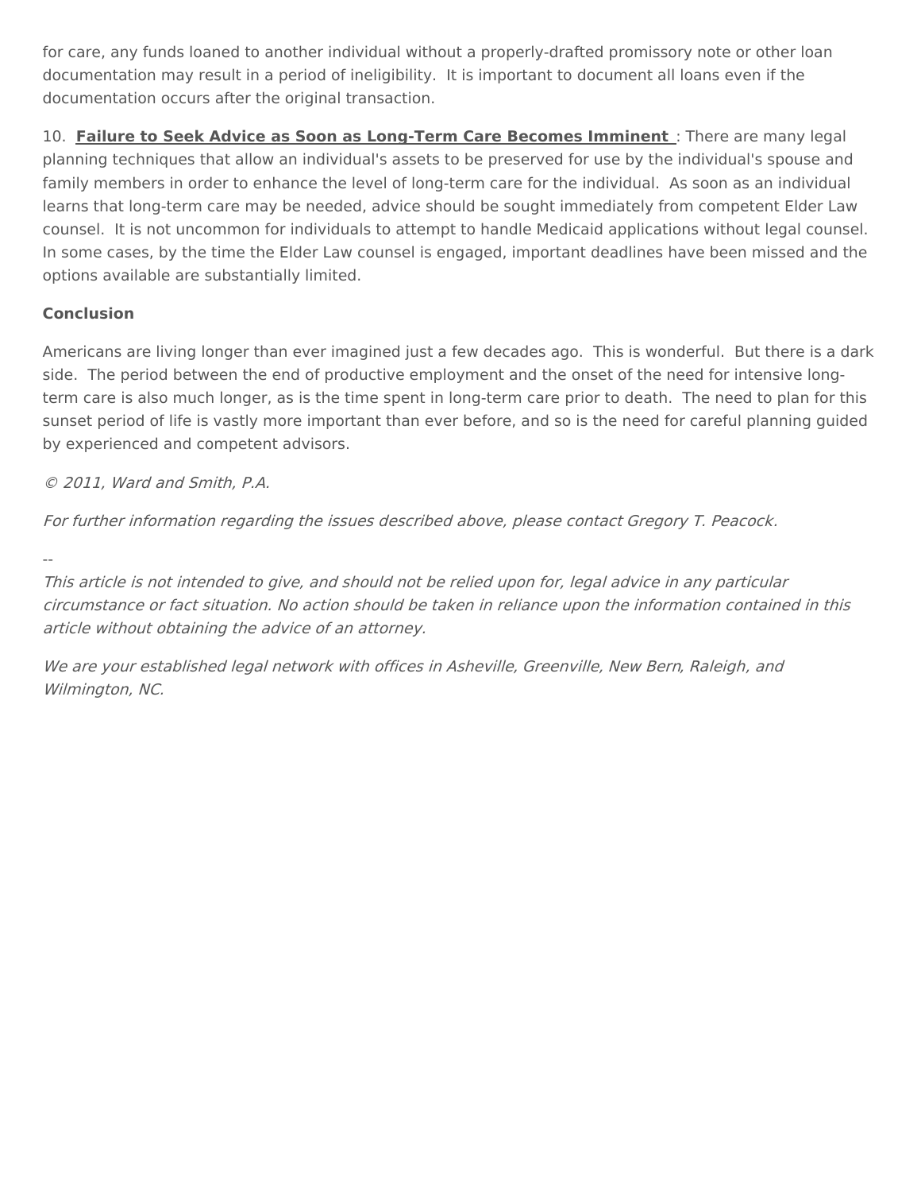for care, any funds loaned to another individual without a properly-drafted promissory note or other loan documentation may result in a period of ineligibility.  It is important to document all loans even if the documentation occurs after the original transaction.

10.  **Failure to Seek Advice as Soon as Long-Term Care Becomes Imminent** : There are many legal planning techniques that allow an individual's assets to be preserved for use by the individual's spouse and family members in order to enhance the level of long-term care for the individual.  As soon as an individual learns that long-term care may be needed, advice should be sought immediately from competent Elder Law counsel.  It is not uncommon for individuals to attempt to handle Medicaid applications without legal counsel.  In some cases, by the time the Elder Law counsel is engaged, important deadlines have been missed and the options available are substantially limited.

**Conclusion**

Americans are living longer than ever imagined just a few decades ago.  This is wonderful.  But there is a dark side.  The period between the end of productive employment and the onset of the need for intensive long-term care is also much longer, as is the time spent in long-term care prior to death.  The need to plan for this sunset period of life is vastly more important than ever before, and so is the need for careful planning guided by experienced and competent advisors.

*© 2011, Ward and Smith, P.A.*

*For further information regarding the issues described above, please contact Gregory T. Peacock.*

--

*This article is not intended to give, and should not be relied upon for, legal advice in any particular circumstance or fact situation. No action should be taken in reliance upon the information contained in this article without obtaining the advice of an attorney.*

*We are your established legal network with offices in Asheville, Greenville, New Bern, Raleigh, and Wilmington, NC.*